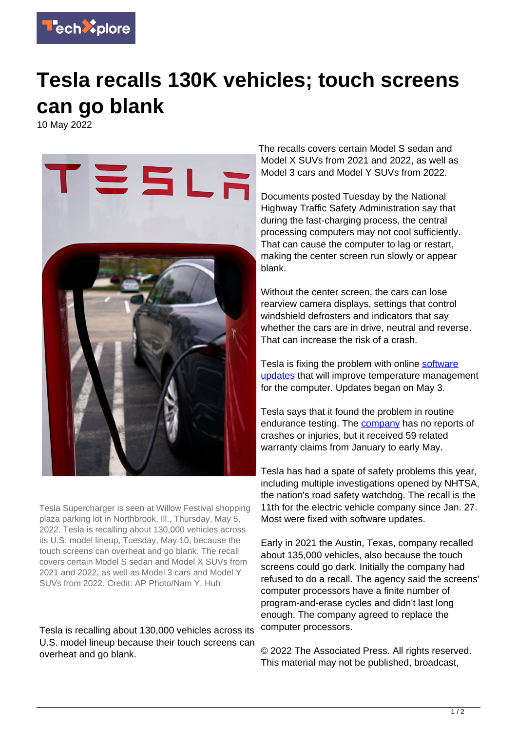# Tesla recalls 130K vehicles; touch screens can go blank

10 May 2022

Tesla Supercharger is seen at Willow Festival shopping plaza parking lot in Northbrook, Ill., Thursday, May 5, 2022. Tesla is recalling about 130,000 vehicles across its U.S. model lineup, Tuesday, May 10, because the touch screens can overheat and go blank. The recall covers certain Model S sedan and Model X SUVs from 2021 and 2022, as well as Model 3 cars and Model Y SUVs from 2022. Credit: AP Photo/Nam Y. Huh

Tesla is recalling about 130,000 vehicles across its U.S. model lineup because their touch screens can overheat and go blank.

The recalls covers certain Model S sedan and Model X SUVs from 2021 and 2022, as well as Model 3 cars and Model Y SUVs from 2022.

Documents posted Tuesday by the National Highway Traffic Safety Administration say that during the fast-charging process, the central processing computers may not cool sufficiently. That can cause the computer to lag or restart, making the center screen run slowly or appear blank.

Without the center screen, the cars can lose rearview camera displays, settings that control windshield defrosters and indicators that say whether the cars are in drive, neutral and reverse. That can increase the risk of a crash.

Tesla is fixing the problem with online software updates that will improve temperature management for the computer. Updates began on May 3.

Tesla says that it found the problem in routine endurance testing. The company has no reports of crashes or injuries, but it received 59 related warranty claims from January to early May.

Tesla has had a spate of safety problems this year, including multiple investigations opened by NHTSA, the nation's road safety watchdog. The recall is the 11th for the electric vehicle company since Jan. 27. Most were fixed with software updates.

Early in 2021 the Austin, Texas, company recalled about 135,000 vehicles, also because the touch screens could go dark. Initially the company had refused to do a recall. The agency said the screens' computer processors have a finite number of program-and-erase cycles and didn't last long enough. The company agreed to replace the computer processors.

© 2022 The Associated Press. All rights reserved. This material may not be published, broadcast,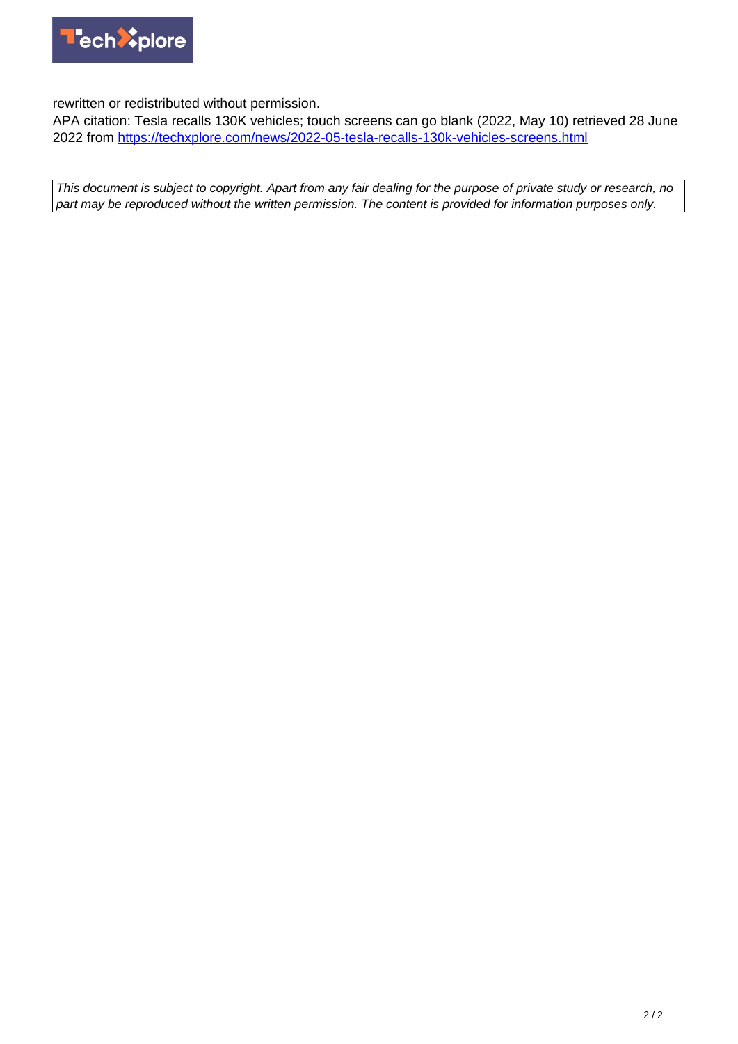rewritten or redistributed without permission.

APA citation: Tesla recalls 130K vehicles; touch screens can go blank (2022, May 10) retrieved 28 June 2022 from https://techxplore.com/news/2022-05-tesla-recalls-130k-vehicles-screens.html

*This document is subject to copyright. Apart from any fair dealing for the purpose of private study or research, no part may be reproduced without the written permission. The content is provided for information purposes only.*